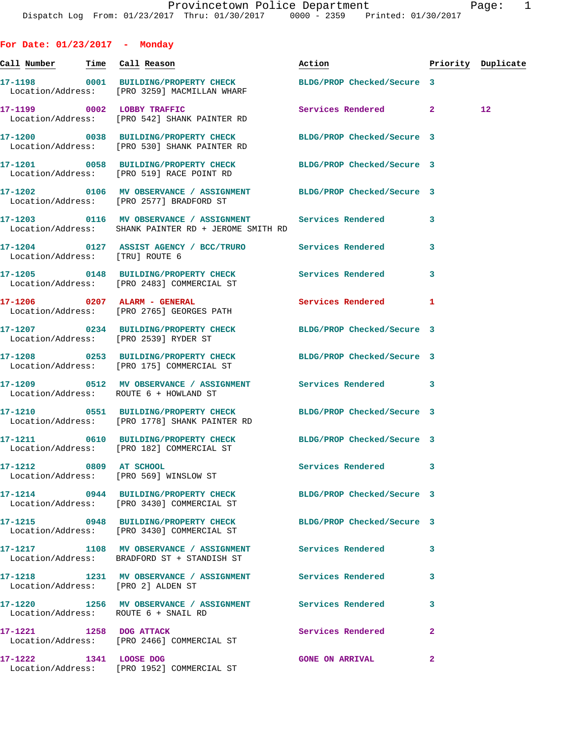# Provincetown Police Department

Dispatch Log From: 01/23/2017 Thru: 01/30/2017 0000 - 2359 Printed: 01/30/2017

## For Date: 01/23/2017 - Monday

| Call Number | Time | Call Reason | Action | Priority | Duplicate |
|---|---|---|---|---|---|
| 17-1198 | 0001 | BUILDING/PROPERTY CHECK | BLDG/PROP Checked/Secure | 3 | |
| Location/Address: | | [PRO 3259] MACMILLAN WHARF | | | |
| 17-1199 | 0002 | LOBBY TRAFFIC | Services Rendered | 2 | 12 |
| Location/Address: | | [PRO 542] SHANK PAINTER RD | | | |
| 17-1200 | 0038 | BUILDING/PROPERTY CHECK | BLDG/PROP Checked/Secure | 3 | |
| Location/Address: | | [PRO 530] SHANK PAINTER RD | | | |
| 17-1201 | 0058 | BUILDING/PROPERTY CHECK | BLDG/PROP Checked/Secure | 3 | |
| Location/Address: | | [PRO 519] RACE POINT RD | | | |
| 17-1202 | 0106 | MV OBSERVANCE / ASSIGNMENT | BLDG/PROP Checked/Secure | 3 | |
| Location/Address: | | [PRO 2577] BRADFORD ST | | | |
| 17-1203 | 0116 | MV OBSERVANCE / ASSIGNMENT | Services Rendered | 3 | |
| Location/Address: | | SHANK PAINTER RD + JEROME SMITH RD | | | |
| 17-1204 | 0127 | ASSIST AGENCY / BCC/TRURO | Services Rendered | 3 | |
| Location/Address: | | [TRU] ROUTE 6 | | | |
| 17-1205 | 0148 | BUILDING/PROPERTY CHECK | Services Rendered | 3 | |
| Location/Address: | | [PRO 2483] COMMERCIAL ST | | | |
| 17-1206 | 0207 | ALARM - GENERAL | Services Rendered | 1 | |
| Location/Address: | | [PRO 2765] GEORGES PATH | | | |
| 17-1207 | 0234 | BUILDING/PROPERTY CHECK | BLDG/PROP Checked/Secure | 3 | |
| Location/Address: | | [PRO 2539] RYDER ST | | | |
| 17-1208 | 0253 | BUILDING/PROPERTY CHECK | BLDG/PROP Checked/Secure | 3 | |
| Location/Address: | | [PRO 175] COMMERCIAL ST | | | |
| 17-1209 | 0512 | MV OBSERVANCE / ASSIGNMENT | Services Rendered | 3 | |
| Location/Address: | | ROUTE 6 + HOWLAND ST | | | |
| 17-1210 | 0551 | BUILDING/PROPERTY CHECK | BLDG/PROP Checked/Secure | 3 | |
| Location/Address: | | [PRO 1778] SHANK PAINTER RD | | | |
| 17-1211 | 0610 | BUILDING/PROPERTY CHECK | BLDG/PROP Checked/Secure | 3 | |
| Location/Address: | | [PRO 182] COMMERCIAL ST | | | |
| 17-1212 | 0809 | AT SCHOOL | Services Rendered | 3 | |
| Location/Address: | | [PRO 569] WINSLOW ST | | | |
| 17-1214 | 0944 | BUILDING/PROPERTY CHECK | BLDG/PROP Checked/Secure | 3 | |
| Location/Address: | | [PRO 3430] COMMERCIAL ST | | | |
| 17-1215 | 0948 | BUILDING/PROPERTY CHECK | BLDG/PROP Checked/Secure | 3 | |
| Location/Address: | | [PRO 3430] COMMERCIAL ST | | | |
| 17-1217 | 1108 | MV OBSERVANCE / ASSIGNMENT | Services Rendered | 3 | |
| Location/Address: | | BRADFORD ST + STANDISH ST | | | |
| 17-1218 | 1231 | MV OBSERVANCE / ASSIGNMENT | Services Rendered | 3 | |
| Location/Address: | | [PRO 2] ALDEN ST | | | |
| 17-1220 | 1256 | MV OBSERVANCE / ASSIGNMENT | Services Rendered | 3 | |
| Location/Address: | | ROUTE 6 + SNAIL RD | | | |
| 17-1221 | 1258 | DOG ATTACK | Services Rendered | 2 | |
| Location/Address: | | [PRO 2466] COMMERCIAL ST | | | |
| 17-1222 | 1341 | LOOSE DOG | GONE ON ARRIVAL | 2 | |
| Location/Address: | | [PRO 1952] COMMERCIAL ST | | | |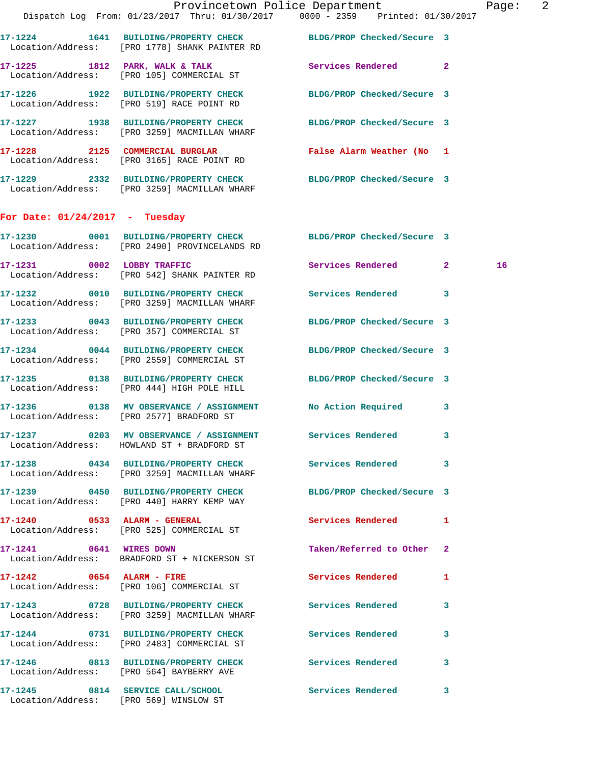17-1224 1641 BUILDING/PROPERTY CHECK BLDG/PROP Checked/Secure 3
Location/Address: [PRO 1778] SHANK PAINTER RD

17-1225 1812 PARK, WALK & TALK Services Rendered 2
Location/Address: [PRO 105] COMMERCIAL ST

17-1226 1922 BUILDING/PROPERTY CHECK BLDG/PROP Checked/Secure 3
Location/Address: [PRO 519] RACE POINT RD

17-1227 1938 BUILDING/PROPERTY CHECK BLDG/PROP Checked/Secure 3
Location/Address: [PRO 3259] MACMILLAN WHARF

17-1228 2125 COMMERCIAL BURGLAR False Alarm Weather (No 1
Location/Address: [PRO 3165] RACE POINT RD

17-1229 2332 BUILDING/PROPERTY CHECK BLDG/PROP Checked/Secure 3
Location/Address: [PRO 3259] MACMILLAN WHARF

## For Date: 01/24/2017 - Tuesday

17-1230 0001 BUILDING/PROPERTY CHECK BLDG/PROP Checked/Secure 3
Location/Address: [PRO 2490] PROVINCELANDS RD

17-1231 0002 LOBBY TRAFFIC Services Rendered 2 16
Location/Address: [PRO 542] SHANK PAINTER RD

17-1232 0010 BUILDING/PROPERTY CHECK Services Rendered 3
Location/Address: [PRO 3259] MACMILLAN WHARF

17-1233 0043 BUILDING/PROPERTY CHECK BLDG/PROP Checked/Secure 3
Location/Address: [PRO 357] COMMERCIAL ST

17-1234 0044 BUILDING/PROPERTY CHECK BLDG/PROP Checked/Secure 3
Location/Address: [PRO 2559] COMMERCIAL ST

17-1235 0138 BUILDING/PROPERTY CHECK BLDG/PROP Checked/Secure 3
Location/Address: [PRO 444] HIGH POLE HILL

17-1236 0138 MV OBSERVANCE / ASSIGNMENT No Action Required 3
Location/Address: [PRO 2577] BRADFORD ST

17-1237 0203 MV OBSERVANCE / ASSIGNMENT Services Rendered 3
Location/Address: HOWLAND ST + BRADFORD ST

17-1238 0434 BUILDING/PROPERTY CHECK Services Rendered 3
Location/Address: [PRO 3259] MACMILLAN WHARF

17-1239 0450 BUILDING/PROPERTY CHECK BLDG/PROP Checked/Secure 3
Location/Address: [PRO 440] HARRY KEMP WAY

17-1240 0533 ALARM - GENERAL Services Rendered 1
Location/Address: [PRO 525] COMMERCIAL ST

17-1241 0641 WIRES DOWN Taken/Referred to Other 2
Location/Address: BRADFORD ST + NICKERSON ST

17-1242 0654 ALARM - FIRE Services Rendered 1
Location/Address: [PRO 106] COMMERCIAL ST

17-1243 0728 BUILDING/PROPERTY CHECK Services Rendered 3
Location/Address: [PRO 3259] MACMILLAN WHARF

17-1244 0731 BUILDING/PROPERTY CHECK Services Rendered 3
Location/Address: [PRO 2483] COMMERCIAL ST

17-1246 0813 BUILDING/PROPERTY CHECK Services Rendered 3
Location/Address: [PRO 564] BAYBERRY AVE

17-1245 0814 SERVICE CALL/SCHOOL Services Rendered 3
Location/Address: [PRO 569] WINSLOW ST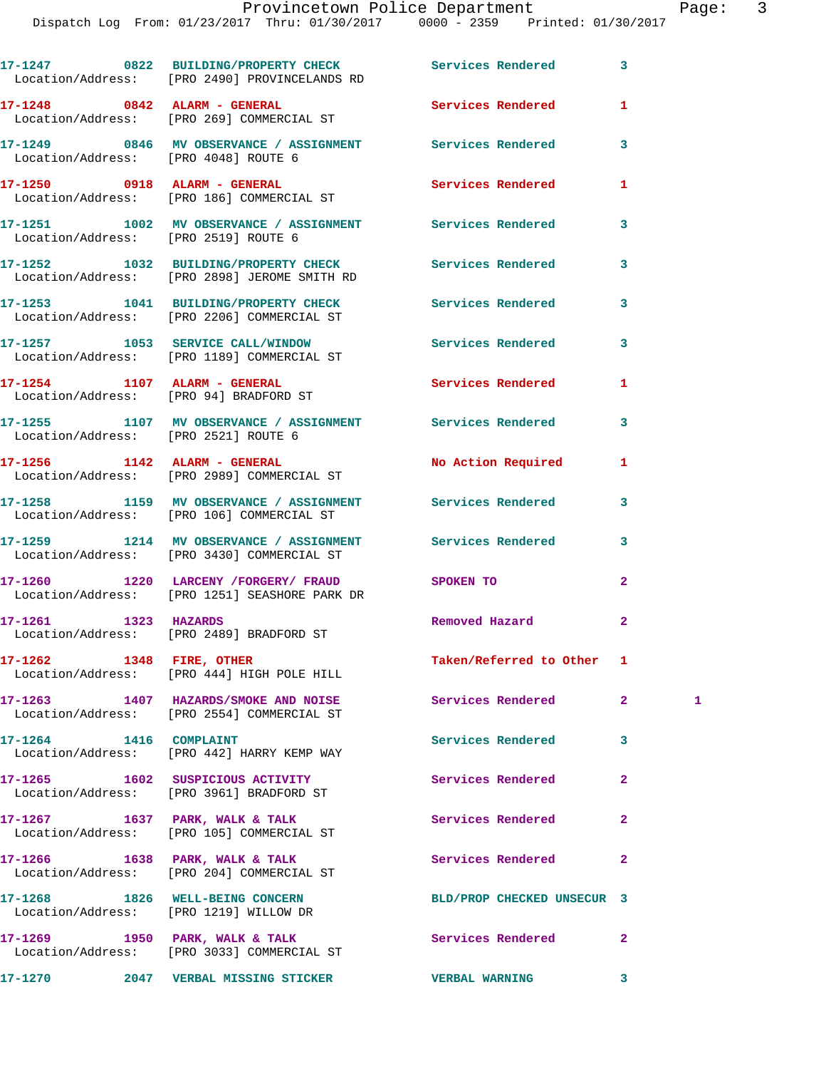| Call # | Time | Call Reason | Action | Priority | |
|---|---|---|---|---|---|
| 17-1247 | 0822 | BUILDING/PROPERTY CHECK | Services Rendered | 3 | |
| Location/Address: [PRO 2490] PROVINCELANDS RD | | | | | |
| 17-1248 | 0842 | ALARM - GENERAL | Services Rendered | 1 | |
| Location/Address: [PRO 269] COMMERCIAL ST | | | | | |
| 17-1249 | 0846 | MV OBSERVANCE / ASSIGNMENT | Services Rendered | 3 | |
| Location/Address: [PRO 4048] ROUTE 6 | | | | | |
| 17-1250 | 0918 | ALARM - GENERAL | Services Rendered | 1 | |
| Location/Address: [PRO 186] COMMERCIAL ST | | | | | |
| 17-1251 | 1002 | MV OBSERVANCE / ASSIGNMENT | Services Rendered | 3 | |
| Location/Address: [PRO 2519] ROUTE 6 | | | | | |
| 17-1252 | 1032 | BUILDING/PROPERTY CHECK | Services Rendered | 3 | |
| Location/Address: [PRO 2898] JEROME SMITH RD | | | | | |
| 17-1253 | 1041 | BUILDING/PROPERTY CHECK | Services Rendered | 3 | |
| Location/Address: [PRO 2206] COMMERCIAL ST | | | | | |
| 17-1257 | 1053 | SERVICE CALL/WINDOW | Services Rendered | 3 | |
| Location/Address: [PRO 1189] COMMERCIAL ST | | | | | |
| 17-1254 | 1107 | ALARM - GENERAL | Services Rendered | 1 | |
| Location/Address: [PRO 94] BRADFORD ST | | | | | |
| 17-1255 | 1107 | MV OBSERVANCE / ASSIGNMENT | Services Rendered | 3 | |
| Location/Address: [PRO 2521] ROUTE 6 | | | | | |
| 17-1256 | 1142 | ALARM - GENERAL | No Action Required | 1 | |
| Location/Address: [PRO 2989] COMMERCIAL ST | | | | | |
| 17-1258 | 1159 | MV OBSERVANCE / ASSIGNMENT | Services Rendered | 3 | |
| Location/Address: [PRO 106] COMMERCIAL ST | | | | | |
| 17-1259 | 1214 | MV OBSERVANCE / ASSIGNMENT | Services Rendered | 3 | |
| Location/Address: [PRO 3430] COMMERCIAL ST | | | | | |
| 17-1260 | 1220 | LARCENY /FORGERY/ FRAUD | SPOKEN TO | 2 | |
| Location/Address: [PRO 1251] SEASHORE PARK DR | | | | | |
| 17-1261 | 1323 | HAZARDS | Removed Hazard | 2 | |
| Location/Address: [PRO 2489] BRADFORD ST | | | | | |
| 17-1262 | 1348 | FIRE, OTHER | Taken/Referred to Other | 1 | |
| Location/Address: [PRO 444] HIGH POLE HILL | | | | | |
| 17-1263 | 1407 | HAZARDS/SMOKE AND NOISE | Services Rendered | 2 | 1 |
| Location/Address: [PRO 2554] COMMERCIAL ST | | | | | |
| 17-1264 | 1416 | COMPLAINT | Services Rendered | 3 | |
| Location/Address: [PRO 442] HARRY KEMP WAY | | | | | |
| 17-1265 | 1602 | SUSPICIOUS ACTIVITY | Services Rendered | 2 | |
| Location/Address: [PRO 3961] BRADFORD ST | | | | | |
| 17-1267 | 1637 | PARK, WALK & TALK | Services Rendered | 2 | |
| Location/Address: [PRO 105] COMMERCIAL ST | | | | | |
| 17-1266 | 1638 | PARK, WALK & TALK | Services Rendered | 2 | |
| Location/Address: [PRO 204] COMMERCIAL ST | | | | | |
| 17-1268 | 1826 | WELL-BEING CONCERN | BLD/PROP CHECKED UNSECUR | 3 | |
| Location/Address: [PRO 1219] WILLOW DR | | | | | |
| 17-1269 | 1950 | PARK, WALK & TALK | Services Rendered | 2 | |
| Location/Address: [PRO 3033] COMMERCIAL ST | | | | | |
| 17-1270 | 2047 | VERBAL MISSING STICKER | VERBAL WARNING | 3 | |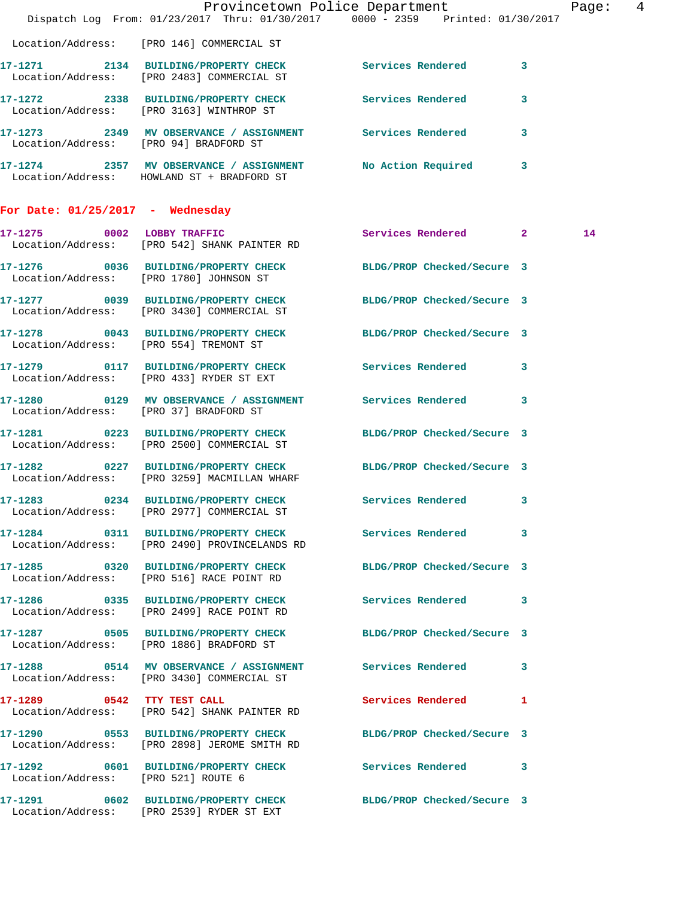Location/Address: [PRO 146] COMMERCIAL ST

**17-1271** 2134 **BUILDING/PROPERTY CHECK** Services Rendered 3
Location/Address: [PRO 2483] COMMERCIAL ST

**17-1272** 2338 **BUILDING/PROPERTY CHECK** Services Rendered 3
Location/Address: [PRO 3163] WINTHROP ST

**17-1273** 2349 **MV OBSERVANCE / ASSIGNMENT** Services Rendered 3
Location/Address: [PRO 94] BRADFORD ST

**17-1274** 2357 **MV OBSERVANCE / ASSIGNMENT** No Action Required 3
Location/Address: HOWLAND ST + BRADFORD ST

## For Date: 01/25/2017 - Wednesday

**17-1275** 0002 **LOBBY TRAFFIC** Services Rendered 2 14
Location/Address: [PRO 542] SHANK PAINTER RD

**17-1276** 0036 **BUILDING/PROPERTY CHECK** BLDG/PROP Checked/Secure 3
Location/Address: [PRO 1780] JOHNSON ST

**17-1277** 0039 **BUILDING/PROPERTY CHECK** BLDG/PROP Checked/Secure 3
Location/Address: [PRO 3430] COMMERCIAL ST

**17-1278** 0043 **BUILDING/PROPERTY CHECK** BLDG/PROP Checked/Secure 3
Location/Address: [PRO 554] TREMONT ST

**17-1279** 0117 **BUILDING/PROPERTY CHECK** Services Rendered 3
Location/Address: [PRO 433] RYDER ST EXT

**17-1280** 0129 **MV OBSERVANCE / ASSIGNMENT** Services Rendered 3
Location/Address: [PRO 37] BRADFORD ST

**17-1281** 0223 **BUILDING/PROPERTY CHECK** BLDG/PROP Checked/Secure 3
Location/Address: [PRO 2500] COMMERCIAL ST

**17-1282** 0227 **BUILDING/PROPERTY CHECK** BLDG/PROP Checked/Secure 3
Location/Address: [PRO 3259] MACMILLAN WHARF

**17-1283** 0234 **BUILDING/PROPERTY CHECK** Services Rendered 3
Location/Address: [PRO 2977] COMMERCIAL ST

**17-1284** 0311 **BUILDING/PROPERTY CHECK** Services Rendered 3
Location/Address: [PRO 2490] PROVINCELANDS RD

**17-1285** 0320 **BUILDING/PROPERTY CHECK** BLDG/PROP Checked/Secure 3
Location/Address: [PRO 516] RACE POINT RD

**17-1286** 0335 **BUILDING/PROPERTY CHECK** Services Rendered 3
Location/Address: [PRO 2499] RACE POINT RD

**17-1287** 0505 **BUILDING/PROPERTY CHECK** BLDG/PROP Checked/Secure 3
Location/Address: [PRO 1886] BRADFORD ST

**17-1288** 0514 **MV OBSERVANCE / ASSIGNMENT** Services Rendered 3
Location/Address: [PRO 3430] COMMERCIAL ST

**17-1289** 0542 **TTY TEST CALL** Services Rendered 1
Location/Address: [PRO 542] SHANK PAINTER RD

**17-1290** 0553 **BUILDING/PROPERTY CHECK** BLDG/PROP Checked/Secure 3
Location/Address: [PRO 2898] JEROME SMITH RD

**17-1292** 0601 **BUILDING/PROPERTY CHECK** Services Rendered 3
Location/Address: [PRO 521] ROUTE 6

**17-1291** 0602 **BUILDING/PROPERTY CHECK** BLDG/PROP Checked/Secure 3
Location/Address: [PRO 2539] RYDER ST EXT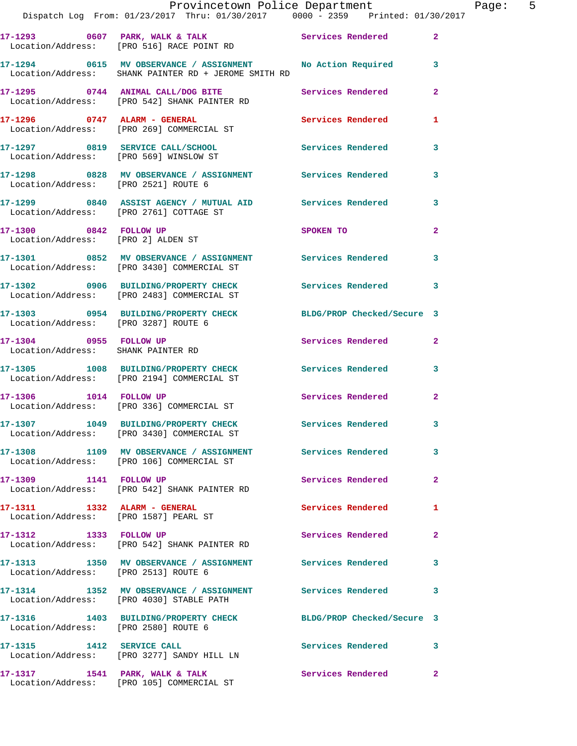| Call # | Time | Call Reason | Action | Priority |
|---|---|---|---|---|
| 17-1293 | 0607 | PARK, WALK & TALK | Services Rendered | 2 |
| Location/Address: | [PRO 516] RACE POINT RD | | | |
| 17-1294 | 0615 | MV OBSERVANCE / ASSIGNMENT | No Action Required | 3 |
| Location/Address: | SHANK PAINTER RD + JEROME SMITH RD | | | |
| 17-1295 | 0744 | ANIMAL CALL/DOG BITE | Services Rendered | 2 |
| Location/Address: | [PRO 542] SHANK PAINTER RD | | | |
| 17-1296 | 0747 | ALARM - GENERAL | Services Rendered | 1 |
| Location/Address: | [PRO 269] COMMERCIAL ST | | | |
| 17-1297 | 0819 | SERVICE CALL/SCHOOL | Services Rendered | 3 |
| Location/Address: | [PRO 569] WINSLOW ST | | | |
| 17-1298 | 0828 | MV OBSERVANCE / ASSIGNMENT | Services Rendered | 3 |
| Location/Address: | [PRO 2521] ROUTE 6 | | | |
| 17-1299 | 0840 | ASSIST AGENCY / MUTUAL AID | Services Rendered | 3 |
| Location/Address: | [PRO 2761] COTTAGE ST | | | |
| 17-1300 | 0842 | FOLLOW UP | SPOKEN TO | 2 |
| Location/Address: | [PRO 2] ALDEN ST | | | |
| 17-1301 | 0852 | MV OBSERVANCE / ASSIGNMENT | Services Rendered | 3 |
| Location/Address: | [PRO 3430] COMMERCIAL ST | | | |
| 17-1302 | 0906 | BUILDING/PROPERTY CHECK | Services Rendered | 3 |
| Location/Address: | [PRO 2483] COMMERCIAL ST | | | |
| 17-1303 | 0954 | BUILDING/PROPERTY CHECK | BLDG/PROP Checked/Secure | 3 |
| Location/Address: | [PRO 3287] ROUTE 6 | | | |
| 17-1304 | 0955 | FOLLOW UP | Services Rendered | 2 |
| Location/Address: | SHANK PAINTER RD | | | |
| 17-1305 | 1008 | BUILDING/PROPERTY CHECK | Services Rendered | 3 |
| Location/Address: | [PRO 2194] COMMERCIAL ST | | | |
| 17-1306 | 1014 | FOLLOW UP | Services Rendered | 2 |
| Location/Address: | [PRO 336] COMMERCIAL ST | | | |
| 17-1307 | 1049 | BUILDING/PROPERTY CHECK | Services Rendered | 3 |
| Location/Address: | [PRO 3430] COMMERCIAL ST | | | |
| 17-1308 | 1109 | MV OBSERVANCE / ASSIGNMENT | Services Rendered | 3 |
| Location/Address: | [PRO 106] COMMERCIAL ST | | | |
| 17-1309 | 1141 | FOLLOW UP | Services Rendered | 2 |
| Location/Address: | [PRO 542] SHANK PAINTER RD | | | |
| 17-1311 | 1332 | ALARM - GENERAL | Services Rendered | 1 |
| Location/Address: | [PRO 1587] PEARL ST | | | |
| 17-1312 | 1333 | FOLLOW UP | Services Rendered | 2 |
| Location/Address: | [PRO 542] SHANK PAINTER RD | | | |
| 17-1313 | 1350 | MV OBSERVANCE / ASSIGNMENT | Services Rendered | 3 |
| Location/Address: | [PRO 2513] ROUTE 6 | | | |
| 17-1314 | 1352 | MV OBSERVANCE / ASSIGNMENT | Services Rendered | 3 |
| Location/Address: | [PRO 4030] STABLE PATH | | | |
| 17-1316 | 1403 | BUILDING/PROPERTY CHECK | BLDG/PROP Checked/Secure | 3 |
| Location/Address: | [PRO 2580] ROUTE 6 | | | |
| 17-1315 | 1412 | SERVICE CALL | Services Rendered | 3 |
| Location/Address: | [PRO 3277] SANDY HILL LN | | | |
| 17-1317 | 1541 | PARK, WALK & TALK | Services Rendered | 2 |
| Location/Address: | [PRO 105] COMMERCIAL ST | | | |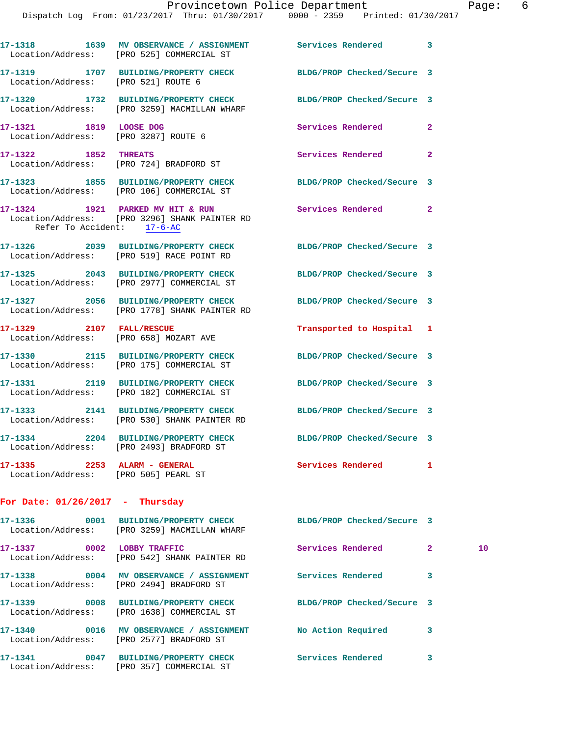17-1318 1639 MV OBSERVANCE / ASSIGNMENT Services Rendered 3
Location/Address: [PRO 525] COMMERCIAL ST

17-1319 1707 BUILDING/PROPERTY CHECK BLDG/PROP Checked/Secure 3
Location/Address: [PRO 521] ROUTE 6

17-1320 1732 BUILDING/PROPERTY CHECK BLDG/PROP Checked/Secure 3
Location/Address: [PRO 3259] MACMILLAN WHARF

17-1321 1819 LOOSE DOG Services Rendered 2
Location/Address: [PRO 3287] ROUTE 6

17-1322 1852 THREATS Services Rendered 2
Location/Address: [PRO 724] BRADFORD ST

17-1323 1855 BUILDING/PROPERTY CHECK BLDG/PROP Checked/Secure 3
Location/Address: [PRO 106] COMMERCIAL ST

17-1324 1921 PARKED MV HIT & RUN Services Rendered 2
Location/Address: [PRO 3296] SHANK PAINTER RD
Refer To Accident: 17-6-AC

17-1326 2039 BUILDING/PROPERTY CHECK BLDG/PROP Checked/Secure 3
Location/Address: [PRO 519] RACE POINT RD

17-1325 2043 BUILDING/PROPERTY CHECK BLDG/PROP Checked/Secure 3
Location/Address: [PRO 2977] COMMERCIAL ST

17-1327 2056 BUILDING/PROPERTY CHECK BLDG/PROP Checked/Secure 3
Location/Address: [PRO 1778] SHANK PAINTER RD

17-1329 2107 FALL/RESCUE Transported to Hospital 1
Location/Address: [PRO 658] MOZART AVE

17-1330 2115 BUILDING/PROPERTY CHECK BLDG/PROP Checked/Secure 3
Location/Address: [PRO 175] COMMERCIAL ST

17-1331 2119 BUILDING/PROPERTY CHECK BLDG/PROP Checked/Secure 3
Location/Address: [PRO 182] COMMERCIAL ST

17-1333 2141 BUILDING/PROPERTY CHECK BLDG/PROP Checked/Secure 3
Location/Address: [PRO 530] SHANK PAINTER RD

17-1334 2204 BUILDING/PROPERTY CHECK BLDG/PROP Checked/Secure 3
Location/Address: [PRO 2493] BRADFORD ST

17-1335 2253 ALARM - GENERAL Services Rendered 1
Location/Address: [PRO 505] PEARL ST

**For Date: 01/26/2017 - Thursday**

17-1336 0001 BUILDING/PROPERTY CHECK BLDG/PROP Checked/Secure 3
Location/Address: [PRO 3259] MACMILLAN WHARF

17-1337 0002 LOBBY TRAFFIC Services Rendered 2 10
Location/Address: [PRO 542] SHANK PAINTER RD

17-1338 0004 MV OBSERVANCE / ASSIGNMENT Services Rendered 3
Location/Address: [PRO 2494] BRADFORD ST

17-1339 0008 BUILDING/PROPERTY CHECK BLDG/PROP Checked/Secure 3
Location/Address: [PRO 1638] COMMERCIAL ST

17-1340 0016 MV OBSERVANCE / ASSIGNMENT No Action Required 3
Location/Address: [PRO 2577] BRADFORD ST

17-1341 0047 BUILDING/PROPERTY CHECK Services Rendered 3
Location/Address: [PRO 357] COMMERCIAL ST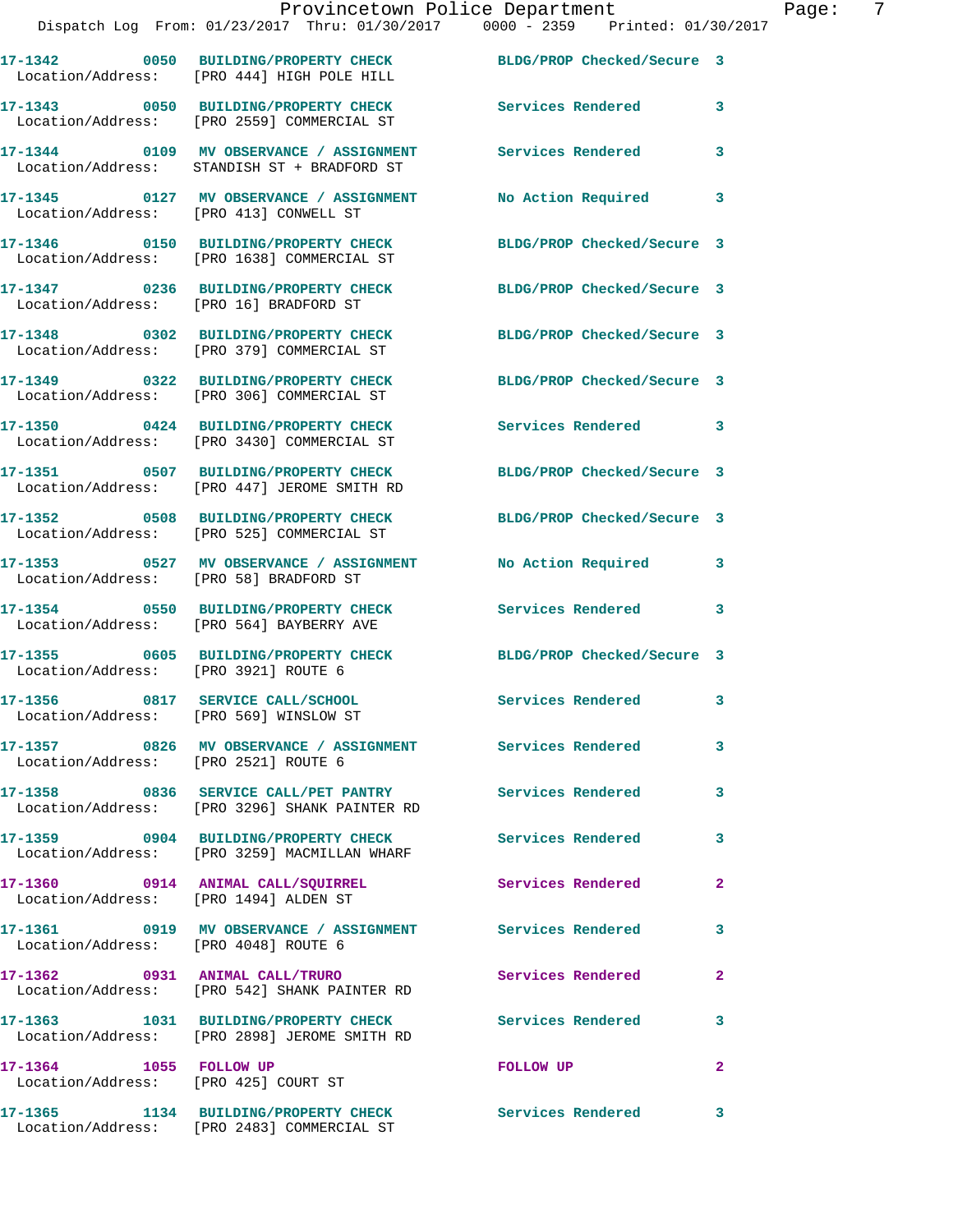17-1342 0050 BUILDING/PROPERTY CHECK BLDG/PROP Checked/Secure 3
Location/Address: [PRO 444] HIGH POLE HILL

17-1343 0050 BUILDING/PROPERTY CHECK Services Rendered 3
Location/Address: [PRO 2559] COMMERCIAL ST

17-1344 0109 MV OBSERVANCE / ASSIGNMENT Services Rendered 3
Location/Address: STANDISH ST + BRADFORD ST

17-1345 0127 MV OBSERVANCE / ASSIGNMENT No Action Required 3
Location/Address: [PRO 413] CONWELL ST

17-1346 0150 BUILDING/PROPERTY CHECK BLDG/PROP Checked/Secure 3
Location/Address: [PRO 1638] COMMERCIAL ST

17-1347 0236 BUILDING/PROPERTY CHECK BLDG/PROP Checked/Secure 3
Location/Address: [PRO 16] BRADFORD ST

17-1348 0302 BUILDING/PROPERTY CHECK BLDG/PROP Checked/Secure 3
Location/Address: [PRO 379] COMMERCIAL ST

17-1349 0322 BUILDING/PROPERTY CHECK BLDG/PROP Checked/Secure 3
Location/Address: [PRO 306] COMMERCIAL ST

17-1350 0424 BUILDING/PROPERTY CHECK Services Rendered 3
Location/Address: [PRO 3430] COMMERCIAL ST

17-1351 0507 BUILDING/PROPERTY CHECK BLDG/PROP Checked/Secure 3
Location/Address: [PRO 447] JEROME SMITH RD

17-1352 0508 BUILDING/PROPERTY CHECK BLDG/PROP Checked/Secure 3
Location/Address: [PRO 525] COMMERCIAL ST

17-1353 0527 MV OBSERVANCE / ASSIGNMENT No Action Required 3
Location/Address: [PRO 58] BRADFORD ST

17-1354 0550 BUILDING/PROPERTY CHECK Services Rendered 3
Location/Address: [PRO 564] BAYBERRY AVE

17-1355 0605 BUILDING/PROPERTY CHECK BLDG/PROP Checked/Secure 3
Location/Address: [PRO 3921] ROUTE 6

17-1356 0817 SERVICE CALL/SCHOOL Services Rendered 3
Location/Address: [PRO 569] WINSLOW ST

17-1357 0826 MV OBSERVANCE / ASSIGNMENT Services Rendered 3
Location/Address: [PRO 2521] ROUTE 6

17-1358 0836 SERVICE CALL/PET PANTRY Services Rendered 3
Location/Address: [PRO 3296] SHANK PAINTER RD

17-1359 0904 BUILDING/PROPERTY CHECK Services Rendered 3
Location/Address: [PRO 3259] MACMILLAN WHARF

17-1360 0914 ANIMAL CALL/SQUIRREL Services Rendered 2
Location/Address: [PRO 1494] ALDEN ST

17-1361 0919 MV OBSERVANCE / ASSIGNMENT Services Rendered 3
Location/Address: [PRO 4048] ROUTE 6

17-1362 0931 ANIMAL CALL/TRURO Services Rendered 2
Location/Address: [PRO 542] SHANK PAINTER RD

17-1363 1031 BUILDING/PROPERTY CHECK Services Rendered 3
Location/Address: [PRO 2898] JEROME SMITH RD

17-1364 1055 FOLLOW UP FOLLOW UP 2
Location/Address: [PRO 425] COURT ST

17-1365 1134 BUILDING/PROPERTY CHECK Services Rendered 3
Location/Address: [PRO 2483] COMMERCIAL ST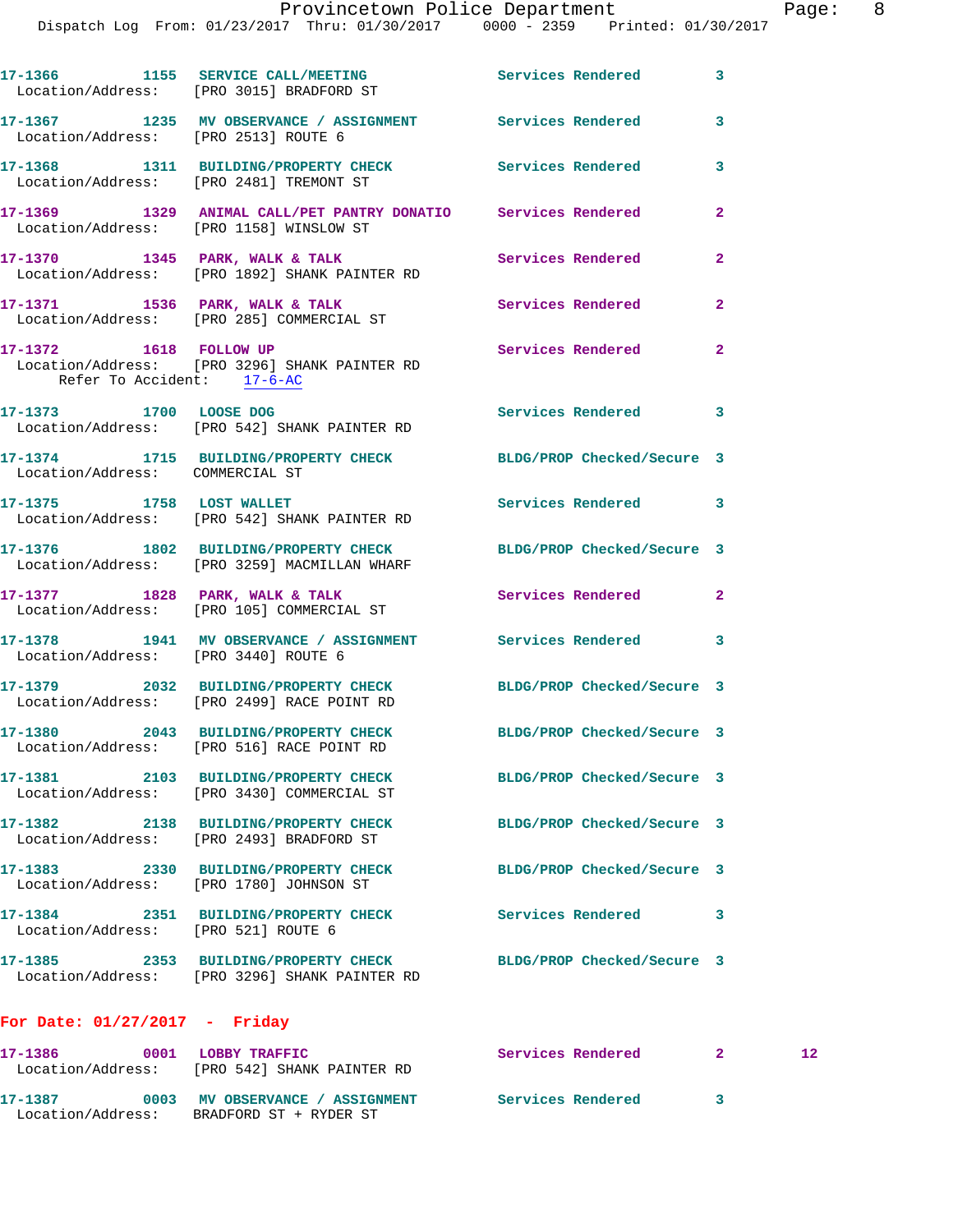17-1366 1155 SERVICE CALL/MEETING Services Rendered 3
Location/Address: [PRO 3015] BRADFORD ST

17-1367 1235 MV OBSERVANCE / ASSIGNMENT Services Rendered 3
Location/Address: [PRO 2513] ROUTE 6

17-1368 1311 BUILDING/PROPERTY CHECK Services Rendered 3
Location/Address: [PRO 2481] TREMONT ST

17-1369 1329 ANIMAL CALL/PET PANTRY DONATIO Services Rendered 2
Location/Address: [PRO 1158] WINSLOW ST

17-1370 1345 PARK, WALK & TALK Services Rendered 2
Location/Address: [PRO 1892] SHANK PAINTER RD

17-1371 1536 PARK, WALK & TALK Services Rendered 2
Location/Address: [PRO 285] COMMERCIAL ST

17-1372 1618 FOLLOW UP Services Rendered 2
Location/Address: [PRO 3296] SHANK PAINTER RD
Refer To Accident: 17-6-AC

17-1373 1700 LOOSE DOG Services Rendered 3
Location/Address: [PRO 542] SHANK PAINTER RD

17-1374 1715 BUILDING/PROPERTY CHECK BLDG/PROP Checked/Secure 3
Location/Address: COMMERCIAL ST

17-1375 1758 LOST WALLET Services Rendered 3
Location/Address: [PRO 542] SHANK PAINTER RD

17-1376 1802 BUILDING/PROPERTY CHECK BLDG/PROP Checked/Secure 3
Location/Address: [PRO 3259] MACMILLAN WHARF

17-1377 1828 PARK, WALK & TALK Services Rendered 2
Location/Address: [PRO 105] COMMERCIAL ST

17-1378 1941 MV OBSERVANCE / ASSIGNMENT Services Rendered 3
Location/Address: [PRO 3440] ROUTE 6

17-1379 2032 BUILDING/PROPERTY CHECK BLDG/PROP Checked/Secure 3
Location/Address: [PRO 2499] RACE POINT RD

17-1380 2043 BUILDING/PROPERTY CHECK BLDG/PROP Checked/Secure 3
Location/Address: [PRO 516] RACE POINT RD

17-1381 2103 BUILDING/PROPERTY CHECK BLDG/PROP Checked/Secure 3
Location/Address: [PRO 3430] COMMERCIAL ST

17-1382 2138 BUILDING/PROPERTY CHECK BLDG/PROP Checked/Secure 3
Location/Address: [PRO 2493] BRADFORD ST

17-1383 2330 BUILDING/PROPERTY CHECK BLDG/PROP Checked/Secure 3
Location/Address: [PRO 1780] JOHNSON ST

17-1384 2351 BUILDING/PROPERTY CHECK Services Rendered 3
Location/Address: [PRO 521] ROUTE 6

17-1385 2353 BUILDING/PROPERTY CHECK BLDG/PROP Checked/Secure 3
Location/Address: [PRO 3296] SHANK PAINTER RD

## For Date: 01/27/2017 - Friday

17-1386 0001 LOBBY TRAFFIC Services Rendered 2 12
Location/Address: [PRO 542] SHANK PAINTER RD

17-1387 0003 MV OBSERVANCE / ASSIGNMENT Services Rendered 3
Location/Address: BRADFORD ST + RYDER ST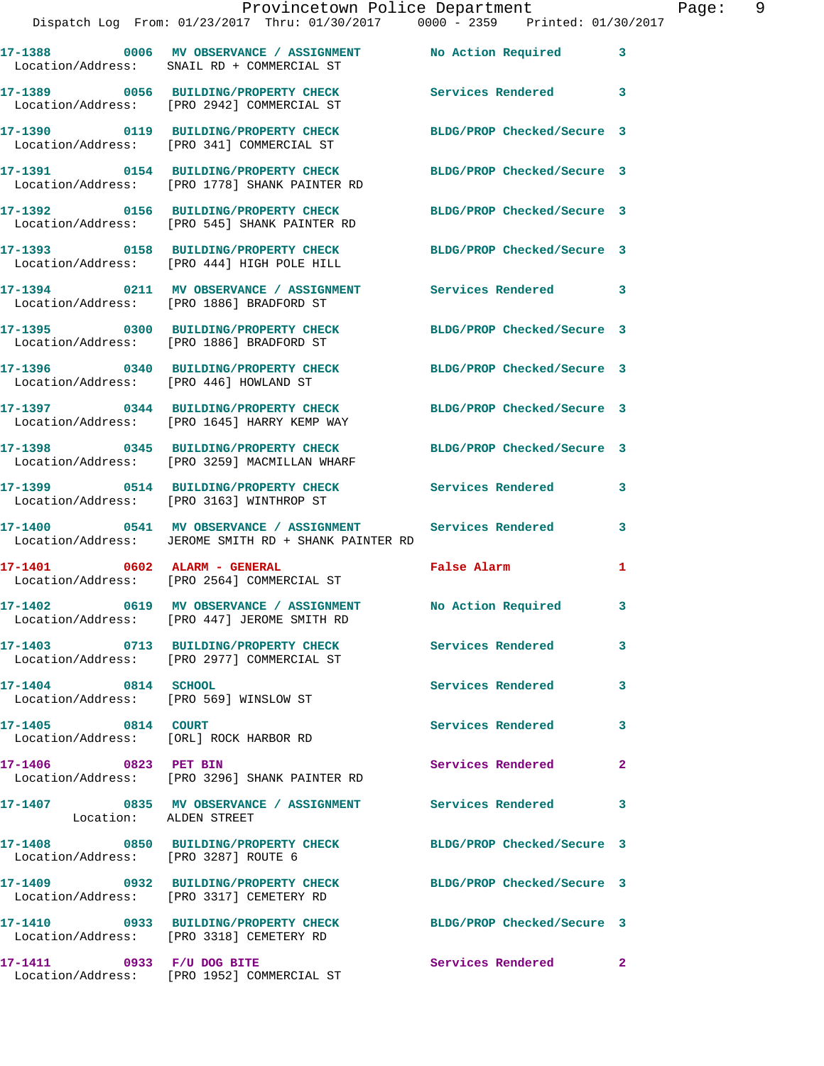17-1388 0006 MV OBSERVANCE / ASSIGNMENT No Action Required 3
Location/Address: SNAIL RD + COMMERCIAL ST

17-1389 0056 BUILDING/PROPERTY CHECK Services Rendered 3
Location/Address: [PRO 2942] COMMERCIAL ST

17-1390 0119 BUILDING/PROPERTY CHECK BLDG/PROP Checked/Secure 3
Location/Address: [PRO 341] COMMERCIAL ST

17-1391 0154 BUILDING/PROPERTY CHECK BLDG/PROP Checked/Secure 3
Location/Address: [PRO 1778] SHANK PAINTER RD

17-1392 0156 BUILDING/PROPERTY CHECK BLDG/PROP Checked/Secure 3
Location/Address: [PRO 545] SHANK PAINTER RD

17-1393 0158 BUILDING/PROPERTY CHECK BLDG/PROP Checked/Secure 3
Location/Address: [PRO 444] HIGH POLE HILL

17-1394 0211 MV OBSERVANCE / ASSIGNMENT Services Rendered 3
Location/Address: [PRO 1886] BRADFORD ST

17-1395 0300 BUILDING/PROPERTY CHECK BLDG/PROP Checked/Secure 3
Location/Address: [PRO 1886] BRADFORD ST

17-1396 0340 BUILDING/PROPERTY CHECK BLDG/PROP Checked/Secure 3
Location/Address: [PRO 446] HOWLAND ST

17-1397 0344 BUILDING/PROPERTY CHECK BLDG/PROP Checked/Secure 3
Location/Address: [PRO 1645] HARRY KEMP WAY

17-1398 0345 BUILDING/PROPERTY CHECK BLDG/PROP Checked/Secure 3
Location/Address: [PRO 3259] MACMILLAN WHARF

17-1399 0514 BUILDING/PROPERTY CHECK Services Rendered 3
Location/Address: [PRO 3163] WINTHROP ST

17-1400 0541 MV OBSERVANCE / ASSIGNMENT Services Rendered 3
Location/Address: JEROME SMITH RD + SHANK PAINTER RD

17-1401 0602 ALARM - GENERAL False Alarm 1
Location/Address: [PRO 2564] COMMERCIAL ST

17-1402 0619 MV OBSERVANCE / ASSIGNMENT No Action Required 3
Location/Address: [PRO 447] JEROME SMITH RD

17-1403 0713 BUILDING/PROPERTY CHECK Services Rendered 3
Location/Address: [PRO 2977] COMMERCIAL ST

17-1404 0814 SCHOOL Services Rendered 3
Location/Address: [PRO 569] WINSLOW ST

17-1405 0814 COURT Services Rendered 3
Location/Address: [ORL] ROCK HARBOR RD

17-1406 0823 PET BIN Services Rendered 2
Location/Address: [PRO 3296] SHANK PAINTER RD

17-1407 0835 MV OBSERVANCE / ASSIGNMENT Services Rendered 3
Location: ALDEN STREET

17-1408 0850 BUILDING/PROPERTY CHECK BLDG/PROP Checked/Secure 3
Location/Address: [PRO 3287] ROUTE 6

17-1409 0932 BUILDING/PROPERTY CHECK BLDG/PROP Checked/Secure 3
Location/Address: [PRO 3317] CEMETERY RD

17-1410 0933 BUILDING/PROPERTY CHECK BLDG/PROP Checked/Secure 3
Location/Address: [PRO 3318] CEMETERY RD

17-1411 0933 F/U DOG BITE Services Rendered 2
Location/Address: [PRO 1952] COMMERCIAL ST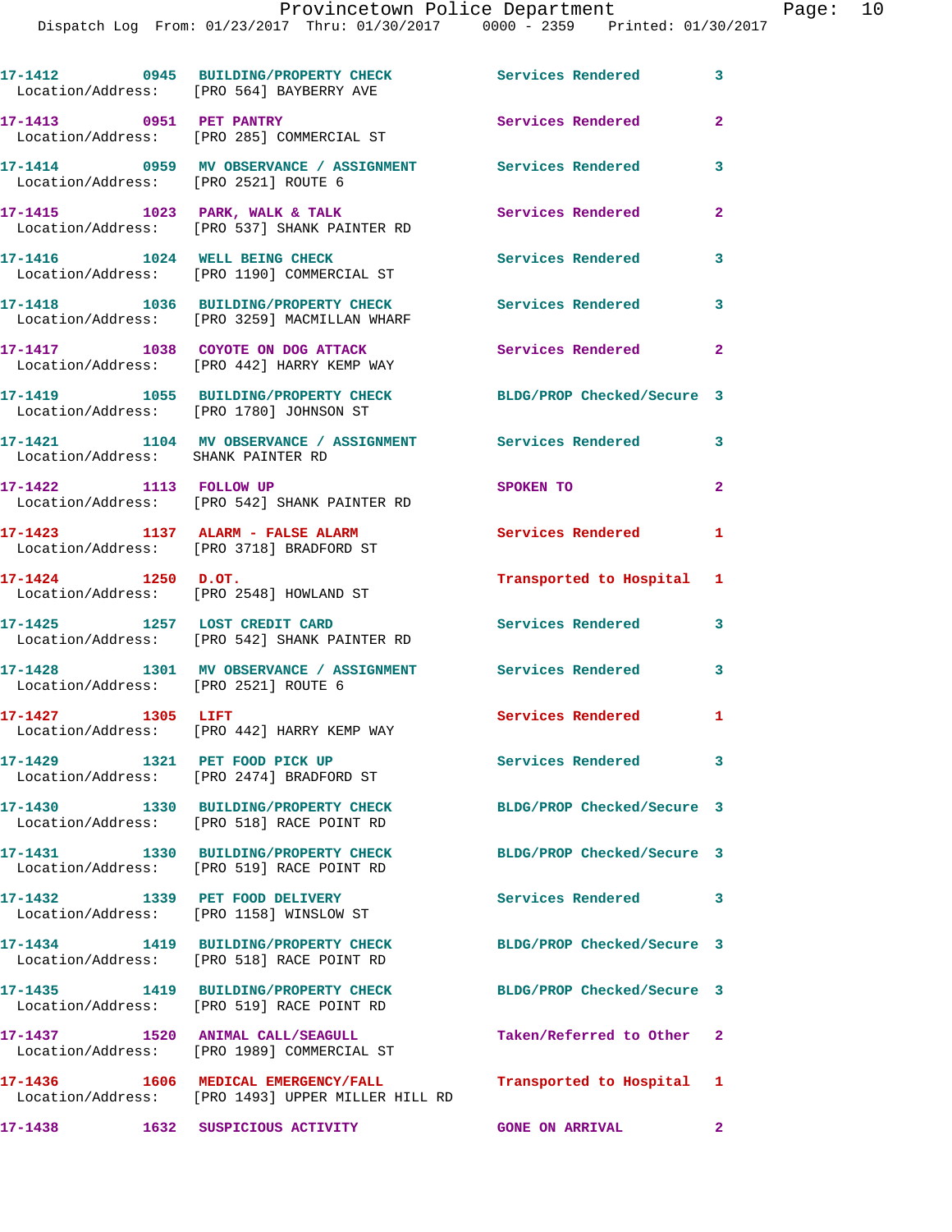17-1412 0945 BUILDING/PROPERTY CHECK Services Rendered 3
Location/Address: [PRO 564] BAYBERRY AVE

17-1413 0951 PET PANTRY Services Rendered 2
Location/Address: [PRO 285] COMMERCIAL ST

17-1414 0959 MV OBSERVANCE / ASSIGNMENT Services Rendered 3
Location/Address: [PRO 2521] ROUTE 6

17-1415 1023 PARK, WALK & TALK Services Rendered 2
Location/Address: [PRO 537] SHANK PAINTER RD

17-1416 1024 WELL BEING CHECK Services Rendered 3
Location/Address: [PRO 1190] COMMERCIAL ST

17-1418 1036 BUILDING/PROPERTY CHECK Services Rendered 3
Location/Address: [PRO 3259] MACMILLAN WHARF

17-1417 1038 COYOTE ON DOG ATTACK Services Rendered 2
Location/Address: [PRO 442] HARRY KEMP WAY

17-1419 1055 BUILDING/PROPERTY CHECK BLDG/PROP Checked/Secure 3
Location/Address: [PRO 1780] JOHNSON ST

17-1421 1104 MV OBSERVANCE / ASSIGNMENT Services Rendered 3
Location/Address: SHANK PAINTER RD

17-1422 1113 FOLLOW UP SPOKEN TO 2
Location/Address: [PRO 542] SHANK PAINTER RD

17-1423 1137 ALARM - FALSE ALARM Services Rendered 1
Location/Address: [PRO 3718] BRADFORD ST

17-1424 1250 D.OT. Transported to Hospital 1
Location/Address: [PRO 2548] HOWLAND ST

17-1425 1257 LOST CREDIT CARD Services Rendered 3
Location/Address: [PRO 542] SHANK PAINTER RD

17-1428 1301 MV OBSERVANCE / ASSIGNMENT Services Rendered 3
Location/Address: [PRO 2521] ROUTE 6

17-1427 1305 LIFT Services Rendered 1
Location/Address: [PRO 442] HARRY KEMP WAY

17-1429 1321 PET FOOD PICK UP Services Rendered 3
Location/Address: [PRO 2474] BRADFORD ST

17-1430 1330 BUILDING/PROPERTY CHECK BLDG/PROP Checked/Secure 3
Location/Address: [PRO 518] RACE POINT RD

17-1431 1330 BUILDING/PROPERTY CHECK BLDG/PROP Checked/Secure 3
Location/Address: [PRO 519] RACE POINT RD

17-1432 1339 PET FOOD DELIVERY Services Rendered 3
Location/Address: [PRO 1158] WINSLOW ST

17-1434 1419 BUILDING/PROPERTY CHECK BLDG/PROP Checked/Secure 3
Location/Address: [PRO 518] RACE POINT RD

17-1435 1419 BUILDING/PROPERTY CHECK BLDG/PROP Checked/Secure 3
Location/Address: [PRO 519] RACE POINT RD

17-1437 1520 ANIMAL CALL/SEAGULL Taken/Referred to Other 2
Location/Address: [PRO 1989] COMMERCIAL ST

17-1436 1606 MEDICAL EMERGENCY/FALL Transported to Hospital 1
Location/Address: [PRO 1493] UPPER MILLER HILL RD

17-1438 1632 SUSPICIOUS ACTIVITY GONE ON ARRIVAL 2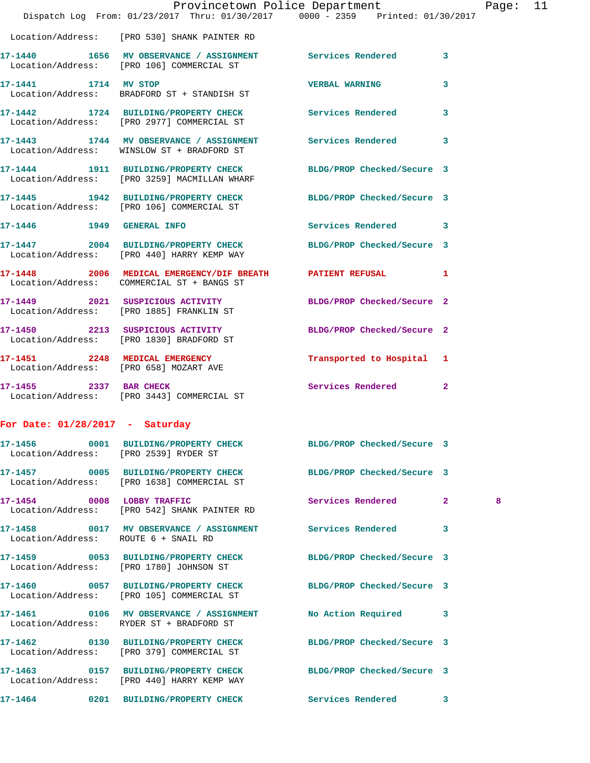Location/Address: [PRO 530] SHANK PAINTER RD

17-1440 1656 MV OBSERVANCE / ASSIGNMENT Services Rendered 3
Location/Address: [PRO 106] COMMERCIAL ST

17-1441 1714 MV STOP VERBAL WARNING 3
Location/Address: BRADFORD ST + STANDISH ST

17-1442 1724 BUILDING/PROPERTY CHECK Services Rendered 3
Location/Address: [PRO 2977] COMMERCIAL ST

17-1443 1744 MV OBSERVANCE / ASSIGNMENT Services Rendered 3
Location/Address: WINSLOW ST + BRADFORD ST

17-1444 1911 BUILDING/PROPERTY CHECK BLDG/PROP Checked/Secure 3
Location/Address: [PRO 3259] MACMILLAN WHARF

17-1445 1942 BUILDING/PROPERTY CHECK BLDG/PROP Checked/Secure 3
Location/Address: [PRO 106] COMMERCIAL ST

17-1446 1949 GENERAL INFO Services Rendered 3

17-1447 2004 BUILDING/PROPERTY CHECK BLDG/PROP Checked/Secure 3
Location/Address: [PRO 440] HARRY KEMP WAY

17-1448 2006 MEDICAL EMERGENCY/DIF BREATH PATIENT REFUSAL 1
Location/Address: COMMERCIAL ST + BANGS ST

17-1449 2021 SUSPICIOUS ACTIVITY BLDG/PROP Checked/Secure 2
Location/Address: [PRO 1885] FRANKLIN ST

17-1450 2213 SUSPICIOUS ACTIVITY BLDG/PROP Checked/Secure 2
Location/Address: [PRO 1830] BRADFORD ST

17-1451 2248 MEDICAL EMERGENCY Transported to Hospital 1
Location/Address: [PRO 658] MOZART AVE

17-1455 2337 BAR CHECK Services Rendered 2
Location/Address: [PRO 3443] COMMERCIAL ST

**For Date: 01/28/2017 - Saturday**

17-1456 0001 BUILDING/PROPERTY CHECK BLDG/PROP Checked/Secure 3
Location/Address: [PRO 2539] RYDER ST

17-1457 0005 BUILDING/PROPERTY CHECK BLDG/PROP Checked/Secure 3
Location/Address: [PRO 1638] COMMERCIAL ST

17-1454 0008 LOBBY TRAFFIC Services Rendered 2 8
Location/Address: [PRO 542] SHANK PAINTER RD

17-1458 0017 MV OBSERVANCE / ASSIGNMENT Services Rendered 3
Location/Address: ROUTE 6 + SNAIL RD

17-1459 0053 BUILDING/PROPERTY CHECK BLDG/PROP Checked/Secure 3
Location/Address: [PRO 1780] JOHNSON ST

17-1460 0057 BUILDING/PROPERTY CHECK BLDG/PROP Checked/Secure 3
Location/Address: [PRO 105] COMMERCIAL ST

17-1461 0106 MV OBSERVANCE / ASSIGNMENT No Action Required 3
Location/Address: RYDER ST + BRADFORD ST

17-1462 0130 BUILDING/PROPERTY CHECK BLDG/PROP Checked/Secure 3
Location/Address: [PRO 379] COMMERCIAL ST

17-1463 0157 BUILDING/PROPERTY CHECK BLDG/PROP Checked/Secure 3
Location/Address: [PRO 440] HARRY KEMP WAY

17-1464 0201 BUILDING/PROPERTY CHECK Services Rendered 3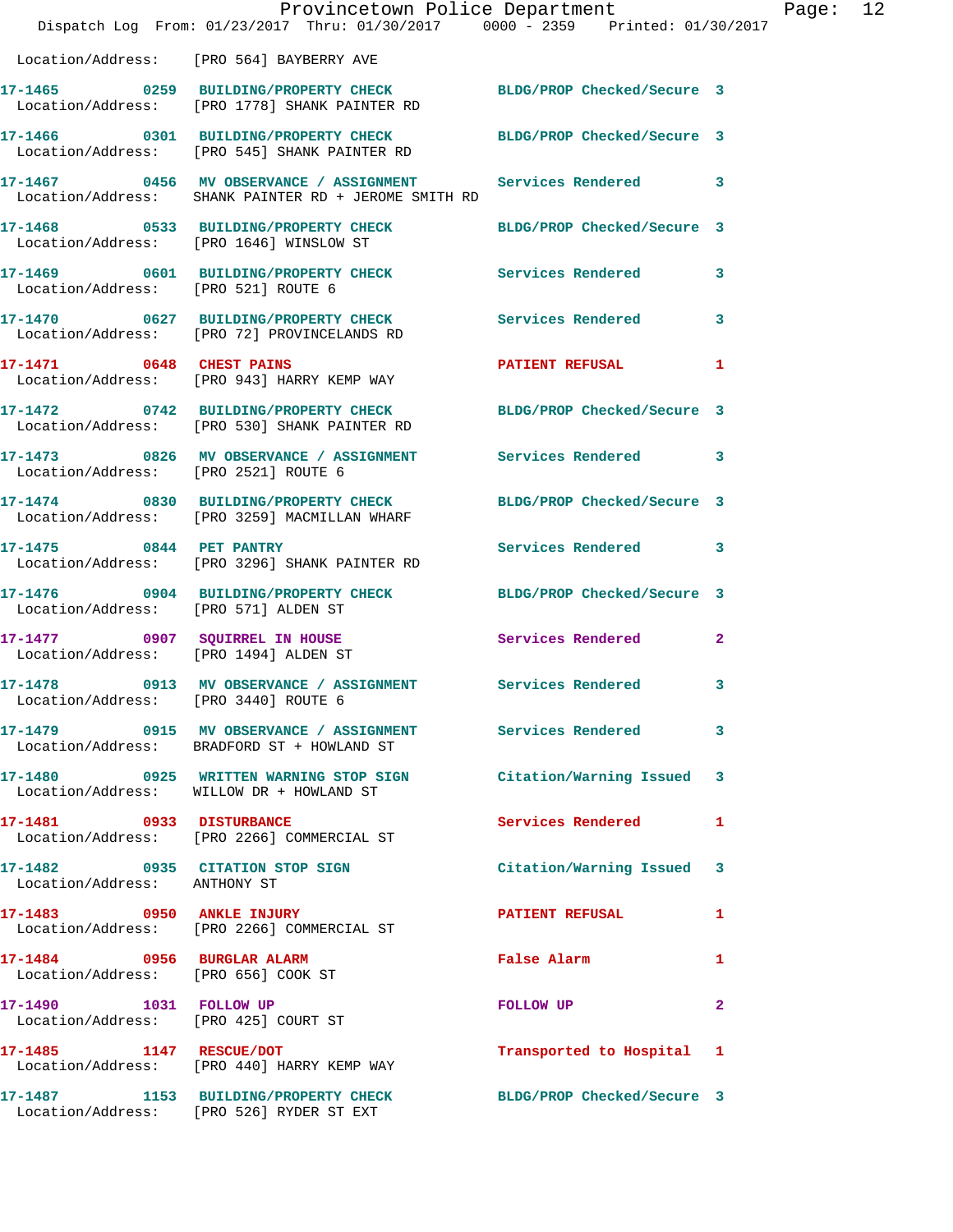Location/Address: [PRO 564] BAYBERRY AVE

| Call # | Time | Call Reason | Action | Priority |
|---|---|---|---|---|
| 17-1465 | 0259 | BUILDING/PROPERTY CHECK | BLDG/PROP Checked/Secure | 3 |
| | | Location/Address: [PRO 1778] SHANK PAINTER RD | | |
| 17-1466 | 0301 | BUILDING/PROPERTY CHECK | BLDG/PROP Checked/Secure | 3 |
| | | Location/Address: [PRO 545] SHANK PAINTER RD | | |
| 17-1467 | 0456 | MV OBSERVANCE / ASSIGNMENT | Services Rendered | 3 |
| | | Location/Address: SHANK PAINTER RD + JEROME SMITH RD | | |
| 17-1468 | 0533 | BUILDING/PROPERTY CHECK | BLDG/PROP Checked/Secure | 3 |
| | | Location/Address: [PRO 1646] WINSLOW ST | | |
| 17-1469 | 0601 | BUILDING/PROPERTY CHECK | Services Rendered | 3 |
| | | Location/Address: [PRO 521] ROUTE 6 | | |
| 17-1470 | 0627 | BUILDING/PROPERTY CHECK | Services Rendered | 3 |
| | | Location/Address: [PRO 72] PROVINCELANDS RD | | |
| 17-1471 | 0648 | CHEST PAINS | PATIENT REFUSAL | 1 |
| | | Location/Address: [PRO 943] HARRY KEMP WAY | | |
| 17-1472 | 0742 | BUILDING/PROPERTY CHECK | BLDG/PROP Checked/Secure | 3 |
| | | Location/Address: [PRO 530] SHANK PAINTER RD | | |
| 17-1473 | 0826 | MV OBSERVANCE / ASSIGNMENT | Services Rendered | 3 |
| | | Location/Address: [PRO 2521] ROUTE 6 | | |
| 17-1474 | 0830 | BUILDING/PROPERTY CHECK | BLDG/PROP Checked/Secure | 3 |
| | | Location/Address: [PRO 3259] MACMILLAN WHARF | | |
| 17-1475 | 0844 | PET PANTRY | Services Rendered | 3 |
| | | Location/Address: [PRO 3296] SHANK PAINTER RD | | |
| 17-1476 | 0904 | BUILDING/PROPERTY CHECK | BLDG/PROP Checked/Secure | 3 |
| | | Location/Address: [PRO 571] ALDEN ST | | |
| 17-1477 | 0907 | SQUIRREL IN HOUSE | Services Rendered | 2 |
| | | Location/Address: [PRO 1494] ALDEN ST | | |
| 17-1478 | 0913 | MV OBSERVANCE / ASSIGNMENT | Services Rendered | 3 |
| | | Location/Address: [PRO 3440] ROUTE 6 | | |
| 17-1479 | 0915 | MV OBSERVANCE / ASSIGNMENT | Services Rendered | 3 |
| | | Location/Address: BRADFORD ST + HOWLAND ST | | |
| 17-1480 | 0925 | WRITTEN WARNING STOP SIGN | Citation/Warning Issued | 3 |
| | | Location/Address: WILLOW DR + HOWLAND ST | | |
| 17-1481 | 0933 | DISTURBANCE | Services Rendered | 1 |
| | | Location/Address: [PRO 2266] COMMERCIAL ST | | |
| 17-1482 | 0935 | CITATION STOP SIGN | Citation/Warning Issued | 3 |
| | | Location/Address: ANTHONY ST | | |
| 17-1483 | 0950 | ANKLE INJURY | PATIENT REFUSAL | 1 |
| | | Location/Address: [PRO 2266] COMMERCIAL ST | | |
| 17-1484 | 0956 | BURGLAR ALARM | False Alarm | 1 |
| | | Location/Address: [PRO 656] COOK ST | | |
| 17-1490 | 1031 | FOLLOW UP | FOLLOW UP | 2 |
| | | Location/Address: [PRO 425] COURT ST | | |
| 17-1485 | 1147 | RESCUE/DOT | Transported to Hospital | 1 |
| | | Location/Address: [PRO 440] HARRY KEMP WAY | | |
| 17-1487 | 1153 | BUILDING/PROPERTY CHECK | BLDG/PROP Checked/Secure | 3 |
| | | Location/Address: [PRO 526] RYDER ST EXT | | |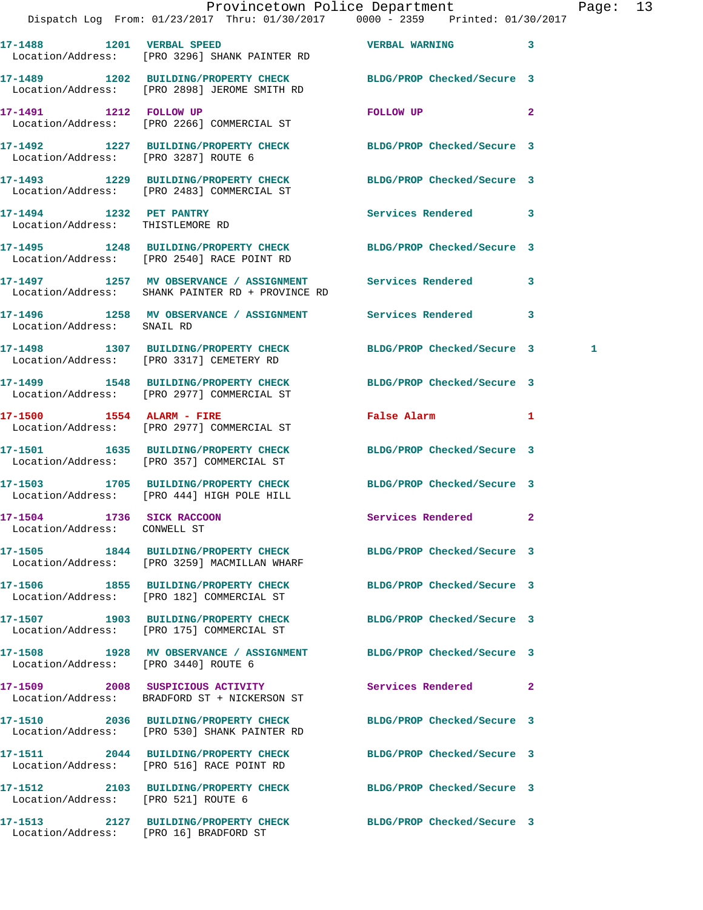17-1488 1201 VERBAL SPEED VERBAL WARNING 3
Location/Address: [PRO 3296] SHANK PAINTER RD

17-1489 1202 BUILDING/PROPERTY CHECK BLDG/PROP Checked/Secure 3
Location/Address: [PRO 2898] JEROME SMITH RD

17-1491 1212 FOLLOW UP FOLLOW UP 2
Location/Address: [PRO 2266] COMMERCIAL ST

17-1492 1227 BUILDING/PROPERTY CHECK BLDG/PROP Checked/Secure 3
Location/Address: [PRO 3287] ROUTE 6

17-1493 1229 BUILDING/PROPERTY CHECK BLDG/PROP Checked/Secure 3
Location/Address: [PRO 2483] COMMERCIAL ST

17-1494 1232 PET PANTRY Services Rendered 3
Location/Address: THISTLEMORE RD

17-1495 1248 BUILDING/PROPERTY CHECK BLDG/PROP Checked/Secure 3
Location/Address: [PRO 2540] RACE POINT RD

17-1497 1257 MV OBSERVANCE / ASSIGNMENT Services Rendered 3
Location/Address: SHANK PAINTER RD + PROVINCE RD

17-1496 1258 MV OBSERVANCE / ASSIGNMENT Services Rendered 3
Location/Address: SNAIL RD

17-1498 1307 BUILDING/PROPERTY CHECK BLDG/PROP Checked/Secure 3 1
Location/Address: [PRO 3317] CEMETERY RD

17-1499 1548 BUILDING/PROPERTY CHECK BLDG/PROP Checked/Secure 3
Location/Address: [PRO 2977] COMMERCIAL ST

17-1500 1554 ALARM - FIRE False Alarm 1
Location/Address: [PRO 2977] COMMERCIAL ST

17-1501 1635 BUILDING/PROPERTY CHECK BLDG/PROP Checked/Secure 3
Location/Address: [PRO 357] COMMERCIAL ST

17-1503 1705 BUILDING/PROPERTY CHECK BLDG/PROP Checked/Secure 3
Location/Address: [PRO 444] HIGH POLE HILL

17-1504 1736 SICK RACCOON Services Rendered 2
Location/Address: CONWELL ST

17-1505 1844 BUILDING/PROPERTY CHECK BLDG/PROP Checked/Secure 3
Location/Address: [PRO 3259] MACMILLAN WHARF

17-1506 1855 BUILDING/PROPERTY CHECK BLDG/PROP Checked/Secure 3
Location/Address: [PRO 182] COMMERCIAL ST

17-1507 1903 BUILDING/PROPERTY CHECK BLDG/PROP Checked/Secure 3
Location/Address: [PRO 175] COMMERCIAL ST

17-1508 1928 MV OBSERVANCE / ASSIGNMENT BLDG/PROP Checked/Secure 3
Location/Address: [PRO 3440] ROUTE 6

17-1509 2008 SUSPICIOUS ACTIVITY Services Rendered 2
Location/Address: BRADFORD ST + NICKERSON ST

17-1510 2036 BUILDING/PROPERTY CHECK BLDG/PROP Checked/Secure 3
Location/Address: [PRO 530] SHANK PAINTER RD

17-1511 2044 BUILDING/PROPERTY CHECK BLDG/PROP Checked/Secure 3
Location/Address: [PRO 516] RACE POINT RD

17-1512 2103 BUILDING/PROPERTY CHECK BLDG/PROP Checked/Secure 3
Location/Address: [PRO 521] ROUTE 6

17-1513 2127 BUILDING/PROPERTY CHECK BLDG/PROP Checked/Secure 3
Location/Address: [PRO 16] BRADFORD ST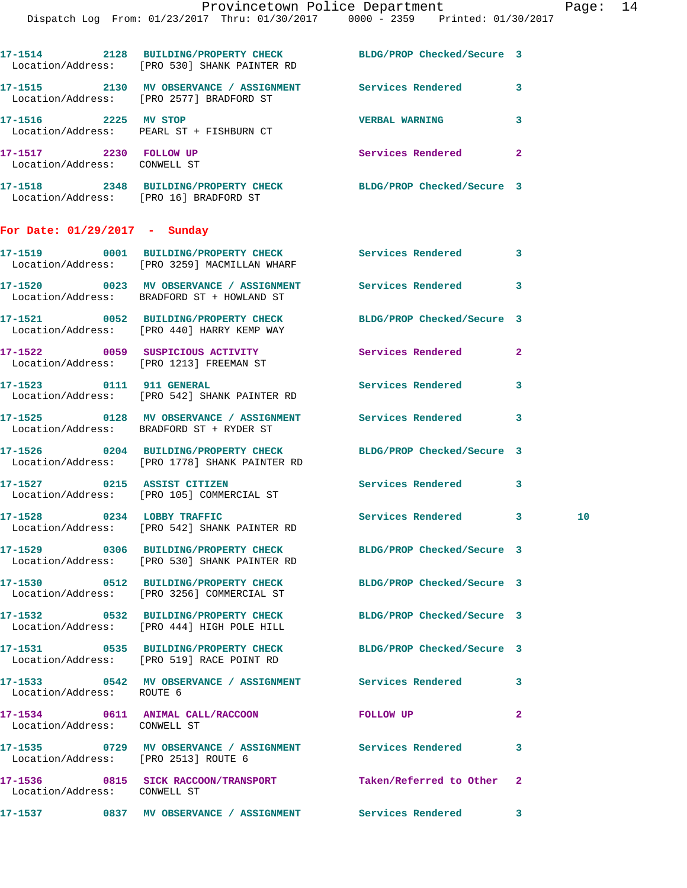17-1514 2128 BUILDING/PROPERTY CHECK BLDG/PROP Checked/Secure 3
Location/Address: [PRO 530] SHANK PAINTER RD

17-1515 2130 MV OBSERVANCE / ASSIGNMENT Services Rendered 3
Location/Address: [PRO 2577] BRADFORD ST

17-1516 2225 MV STOP VERBAL WARNING 3
Location/Address: PEARL ST + FISHBURN CT

17-1517 2230 FOLLOW UP Services Rendered 2
Location/Address: CONWELL ST

17-1518 2348 BUILDING/PROPERTY CHECK BLDG/PROP Checked/Secure 3
Location/Address: [PRO 16] BRADFORD ST

## For Date: 01/29/2017 - Sunday

17-1519 0001 BUILDING/PROPERTY CHECK Services Rendered 3
Location/Address: [PRO 3259] MACMILLAN WHARF

17-1520 0023 MV OBSERVANCE / ASSIGNMENT Services Rendered 3
Location/Address: BRADFORD ST + HOWLAND ST

17-1521 0052 BUILDING/PROPERTY CHECK BLDG/PROP Checked/Secure 3
Location/Address: [PRO 440] HARRY KEMP WAY

17-1522 0059 SUSPICIOUS ACTIVITY Services Rendered 2
Location/Address: [PRO 1213] FREEMAN ST

17-1523 0111 911 GENERAL Services Rendered 3
Location/Address: [PRO 542] SHANK PAINTER RD

17-1525 0128 MV OBSERVANCE / ASSIGNMENT Services Rendered 3
Location/Address: BRADFORD ST + RYDER ST

17-1526 0204 BUILDING/PROPERTY CHECK BLDG/PROP Checked/Secure 3
Location/Address: [PRO 1778] SHANK PAINTER RD

17-1527 0215 ASSIST CITIZEN Services Rendered 3
Location/Address: [PRO 105] COMMERCIAL ST

17-1528 0234 LOBBY TRAFFIC Services Rendered 3 10
Location/Address: [PRO 542] SHANK PAINTER RD

17-1529 0306 BUILDING/PROPERTY CHECK BLDG/PROP Checked/Secure 3
Location/Address: [PRO 530] SHANK PAINTER RD

17-1530 0512 BUILDING/PROPERTY CHECK BLDG/PROP Checked/Secure 3
Location/Address: [PRO 3256] COMMERCIAL ST

17-1532 0532 BUILDING/PROPERTY CHECK BLDG/PROP Checked/Secure 3
Location/Address: [PRO 444] HIGH POLE HILL

17-1531 0535 BUILDING/PROPERTY CHECK BLDG/PROP Checked/Secure 3
Location/Address: [PRO 519] RACE POINT RD

17-1533 0542 MV OBSERVANCE / ASSIGNMENT Services Rendered 3
Location/Address: ROUTE 6

17-1534 0611 ANIMAL CALL/RACCOON FOLLOW UP 2
Location/Address: CONWELL ST

17-1535 0729 MV OBSERVANCE / ASSIGNMENT Services Rendered 3
Location/Address: [PRO 2513] ROUTE 6

17-1536 0815 SICK RACCOON/TRANSPORT Taken/Referred to Other 2
Location/Address: CONWELL ST

17-1537 0837 MV OBSERVANCE / ASSIGNMENT Services Rendered 3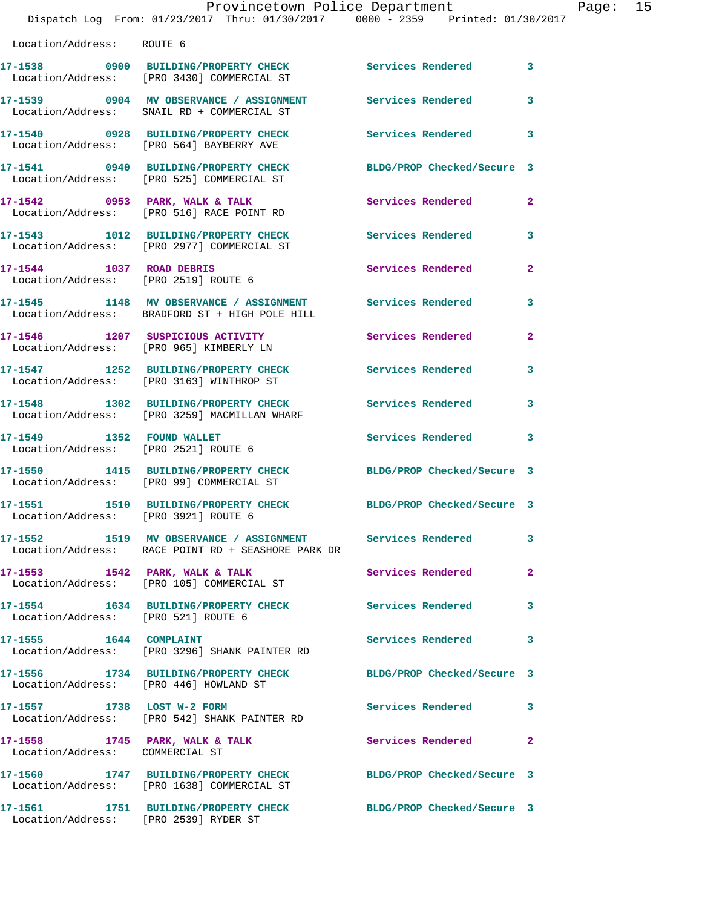Location/Address: ROUTE 6

| Call # | Time | Call Reason | Action | Priority |
|---|---|---|---|---|
| 17-1538 | 0900 | BUILDING/PROPERTY CHECK | Services Rendered | 3 |
| | | Location/Address: [PRO 3430] COMMERCIAL ST | | |
| 17-1539 | 0904 | MV OBSERVANCE / ASSIGNMENT | Services Rendered | 3 |
| | | Location/Address: SNAIL RD + COMMERCIAL ST | | |
| 17-1540 | 0928 | BUILDING/PROPERTY CHECK | Services Rendered | 3 |
| | | Location/Address: [PRO 564] BAYBERRY AVE | | |
| 17-1541 | 0940 | BUILDING/PROPERTY CHECK | BLDG/PROP Checked/Secure | 3 |
| | | Location/Address: [PRO 525] COMMERCIAL ST | | |
| 17-1542 | 0953 | PARK, WALK & TALK | Services Rendered | 2 |
| | | Location/Address: [PRO 516] RACE POINT RD | | |
| 17-1543 | 1012 | BUILDING/PROPERTY CHECK | Services Rendered | 3 |
| | | Location/Address: [PRO 2977] COMMERCIAL ST | | |
| 17-1544 | 1037 | ROAD DEBRIS | Services Rendered | 2 |
| | | Location/Address: [PRO 2519] ROUTE 6 | | |
| 17-1545 | 1148 | MV OBSERVANCE / ASSIGNMENT | Services Rendered | 3 |
| | | Location/Address: BRADFORD ST + HIGH POLE HILL | | |
| 17-1546 | 1207 | SUSPICIOUS ACTIVITY | Services Rendered | 2 |
| | | Location/Address: [PRO 965] KIMBERLY LN | | |
| 17-1547 | 1252 | BUILDING/PROPERTY CHECK | Services Rendered | 3 |
| | | Location/Address: [PRO 3163] WINTHROP ST | | |
| 17-1548 | 1302 | BUILDING/PROPERTY CHECK | Services Rendered | 3 |
| | | Location/Address: [PRO 3259] MACMILLAN WHARF | | |
| 17-1549 | 1352 | FOUND WALLET | Services Rendered | 3 |
| | | Location/Address: [PRO 2521] ROUTE 6 | | |
| 17-1550 | 1415 | BUILDING/PROPERTY CHECK | BLDG/PROP Checked/Secure | 3 |
| | | Location/Address: [PRO 99] COMMERCIAL ST | | |
| 17-1551 | 1510 | BUILDING/PROPERTY CHECK | BLDG/PROP Checked/Secure | 3 |
| | | Location/Address: [PRO 3921] ROUTE 6 | | |
| 17-1552 | 1519 | MV OBSERVANCE / ASSIGNMENT | Services Rendered | 3 |
| | | Location/Address: RACE POINT RD + SEASHORE PARK DR | | |
| 17-1553 | 1542 | PARK, WALK & TALK | Services Rendered | 2 |
| | | Location/Address: [PRO 105] COMMERCIAL ST | | |
| 17-1554 | 1634 | BUILDING/PROPERTY CHECK | Services Rendered | 3 |
| | | Location/Address: [PRO 521] ROUTE 6 | | |
| 17-1555 | 1644 | COMPLAINT | Services Rendered | 3 |
| | | Location/Address: [PRO 3296] SHANK PAINTER RD | | |
| 17-1556 | 1734 | BUILDING/PROPERTY CHECK | BLDG/PROP Checked/Secure | 3 |
| | | Location/Address: [PRO 446] HOWLAND ST | | |
| 17-1557 | 1738 | LOST W-2 FORM | Services Rendered | 3 |
| | | Location/Address: [PRO 542] SHANK PAINTER RD | | |
| 17-1558 | 1745 | PARK, WALK & TALK | Services Rendered | 2 |
| | | Location/Address: COMMERCIAL ST | | |
| 17-1560 | 1747 | BUILDING/PROPERTY CHECK | BLDG/PROP Checked/Secure | 3 |
| | | Location/Address: [PRO 1638] COMMERCIAL ST | | |
| 17-1561 | 1751 | BUILDING/PROPERTY CHECK | BLDG/PROP Checked/Secure | 3 |
| | | Location/Address: [PRO 2539] RYDER ST | | |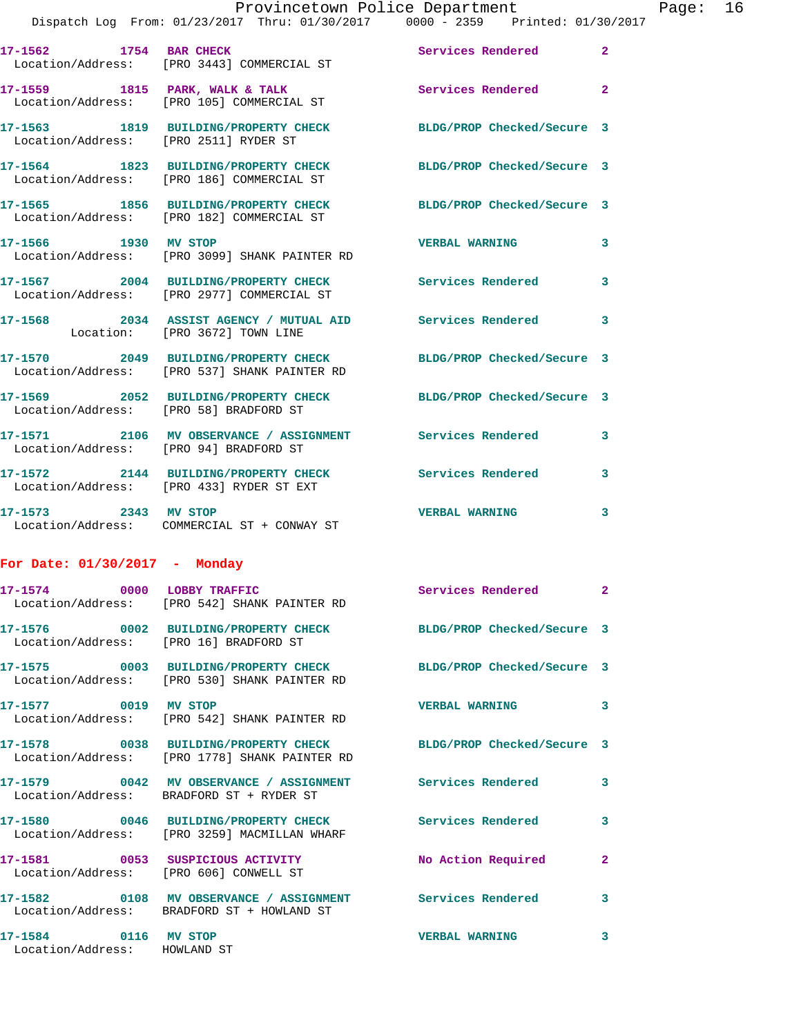17-1562 1754 BAR CHECK Services Rendered 2
Location/Address: [PRO 3443] COMMERCIAL ST

17-1559 1815 PARK, WALK & TALK Services Rendered 2
Location/Address: [PRO 105] COMMERCIAL ST

17-1563 1819 BUILDING/PROPERTY CHECK BLDG/PROP Checked/Secure 3
Location/Address: [PRO 2511] RYDER ST

17-1564 1823 BUILDING/PROPERTY CHECK BLDG/PROP Checked/Secure 3
Location/Address: [PRO 186] COMMERCIAL ST

17-1565 1856 BUILDING/PROPERTY CHECK BLDG/PROP Checked/Secure 3
Location/Address: [PRO 182] COMMERCIAL ST

17-1566 1930 MV STOP VERBAL WARNING 3
Location/Address: [PRO 3099] SHANK PAINTER RD

17-1567 2004 BUILDING/PROPERTY CHECK Services Rendered 3
Location/Address: [PRO 2977] COMMERCIAL ST

17-1568 2034 ASSIST AGENCY / MUTUAL AID Services Rendered 3
Location: [PRO 3672] TOWN LINE

17-1570 2049 BUILDING/PROPERTY CHECK BLDG/PROP Checked/Secure 3
Location/Address: [PRO 537] SHANK PAINTER RD

17-1569 2052 BUILDING/PROPERTY CHECK BLDG/PROP Checked/Secure 3
Location/Address: [PRO 58] BRADFORD ST

17-1571 2106 MV OBSERVANCE / ASSIGNMENT Services Rendered 3
Location/Address: [PRO 94] BRADFORD ST

17-1572 2144 BUILDING/PROPERTY CHECK Services Rendered 3
Location/Address: [PRO 433] RYDER ST EXT

17-1573 2343 MV STOP VERBAL WARNING 3
Location/Address: COMMERCIAL ST + CONWAY ST

**For Date: 01/30/2017 - Monday**

17-1574 0000 LOBBY TRAFFIC Services Rendered 2
Location/Address: [PRO 542] SHANK PAINTER RD

17-1576 0002 BUILDING/PROPERTY CHECK BLDG/PROP Checked/Secure 3
Location/Address: [PRO 16] BRADFORD ST

17-1575 0003 BUILDING/PROPERTY CHECK BLDG/PROP Checked/Secure 3
Location/Address: [PRO 530] SHANK PAINTER RD

17-1577 0019 MV STOP VERBAL WARNING 3
Location/Address: [PRO 542] SHANK PAINTER RD

17-1578 0038 BUILDING/PROPERTY CHECK BLDG/PROP Checked/Secure 3
Location/Address: [PRO 1778] SHANK PAINTER RD

17-1579 0042 MV OBSERVANCE / ASSIGNMENT Services Rendered 3
Location/Address: BRADFORD ST + RYDER ST

17-1580 0046 BUILDING/PROPERTY CHECK Services Rendered 3
Location/Address: [PRO 3259] MACMILLAN WHARF

17-1581 0053 SUSPICIOUS ACTIVITY No Action Required 2
Location/Address: [PRO 606] CONWELL ST

17-1582 0108 MV OBSERVANCE / ASSIGNMENT Services Rendered 3
Location/Address: BRADFORD ST + HOWLAND ST

17-1584 0116 MV STOP VERBAL WARNING 3
Location/Address: HOWLAND ST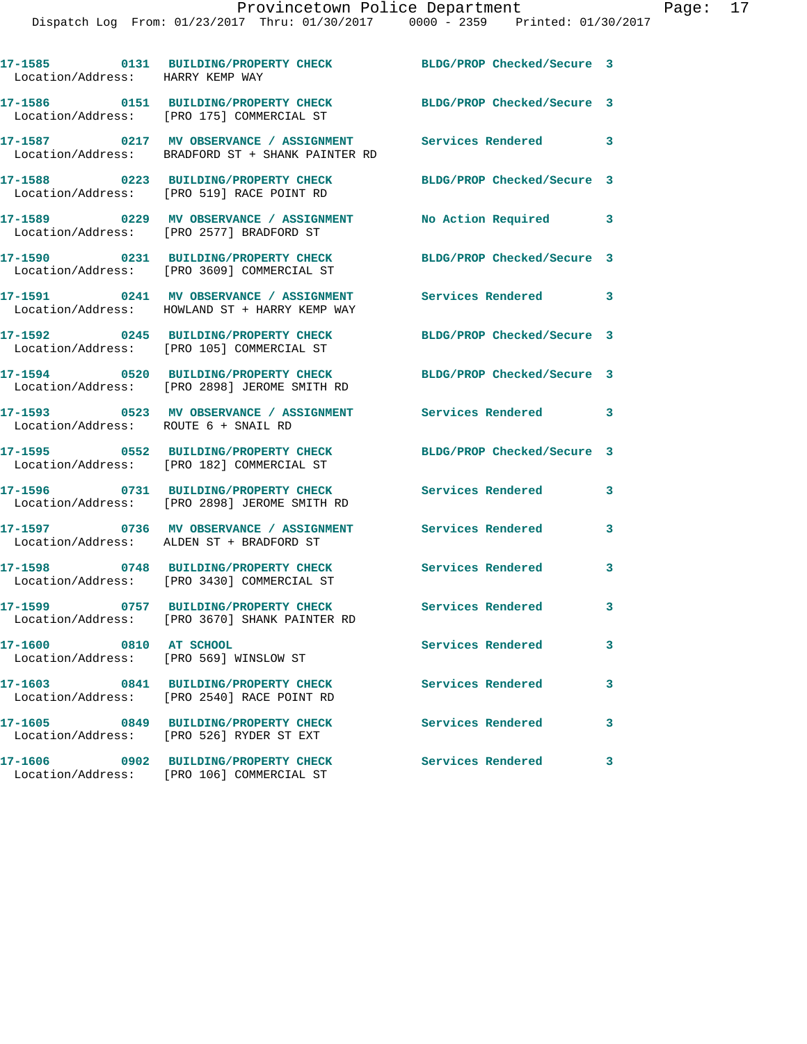17-1585 0131 **BUILDING/PROPERTY CHECK** BLDG/PROP Checked/Secure 3
Location/Address: HARRY KEMP WAY

17-1586 0151 **BUILDING/PROPERTY CHECK** BLDG/PROP Checked/Secure 3
Location/Address: [PRO 175] COMMERCIAL ST

17-1587 0217 **MV OBSERVANCE / ASSIGNMENT** Services Rendered 3
Location/Address: BRADFORD ST + SHANK PAINTER RD

17-1588 0223 **BUILDING/PROPERTY CHECK** BLDG/PROP Checked/Secure 3
Location/Address: [PRO 519] RACE POINT RD

17-1589 0229 **MV OBSERVANCE / ASSIGNMENT** No Action Required 3
Location/Address: [PRO 2577] BRADFORD ST

17-1590 0231 **BUILDING/PROPERTY CHECK** BLDG/PROP Checked/Secure 3
Location/Address: [PRO 3609] COMMERCIAL ST

17-1591 0241 **MV OBSERVANCE / ASSIGNMENT** Services Rendered 3
Location/Address: HOWLAND ST + HARRY KEMP WAY

17-1592 0245 **BUILDING/PROPERTY CHECK** BLDG/PROP Checked/Secure 3
Location/Address: [PRO 105] COMMERCIAL ST

17-1594 0520 **BUILDING/PROPERTY CHECK** BLDG/PROP Checked/Secure 3
Location/Address: [PRO 2898] JEROME SMITH RD

17-1593 0523 **MV OBSERVANCE / ASSIGNMENT** Services Rendered 3
Location/Address: ROUTE 6 + SNAIL RD

17-1595 0552 **BUILDING/PROPERTY CHECK** BLDG/PROP Checked/Secure 3
Location/Address: [PRO 182] COMMERCIAL ST

17-1596 0731 **BUILDING/PROPERTY CHECK** Services Rendered 3
Location/Address: [PRO 2898] JEROME SMITH RD

17-1597 0736 **MV OBSERVANCE / ASSIGNMENT** Services Rendered 3
Location/Address: ALDEN ST + BRADFORD ST

17-1598 0748 **BUILDING/PROPERTY CHECK** Services Rendered 3
Location/Address: [PRO 3430] COMMERCIAL ST

17-1599 0757 **BUILDING/PROPERTY CHECK** Services Rendered 3
Location/Address: [PRO 3670] SHANK PAINTER RD

17-1600 0810 **AT SCHOOL** Services Rendered 3
Location/Address: [PRO 569] WINSLOW ST

17-1603 0841 **BUILDING/PROPERTY CHECK** Services Rendered 3
Location/Address: [PRO 2540] RACE POINT RD

17-1605 0849 **BUILDING/PROPERTY CHECK** Services Rendered 3
Location/Address: [PRO 526] RYDER ST EXT

17-1606 0902 **BUILDING/PROPERTY CHECK** Services Rendered 3
Location/Address: [PRO 106] COMMERCIAL ST